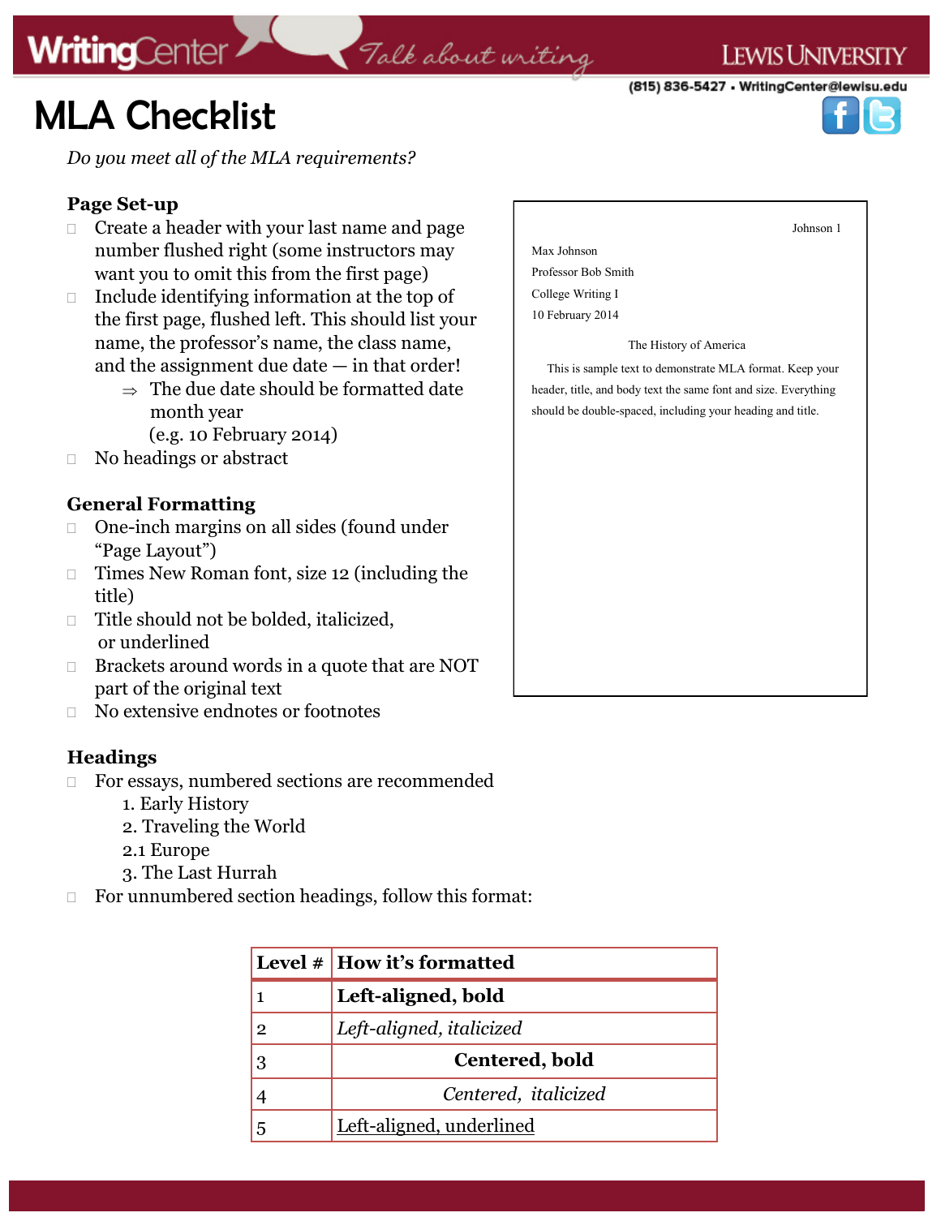# MLA Checklist

*Do you meet all of the MLA requirements?*

## Page Set-up

- Create a header with your last name and page number flushed right (some instructors may want you to omit this from the first page)
- Include identifying information at the top of the first page, flushed left. This should list your name, the professor's name, the class name, and the assignment due date — in that order!
  - ⇒ The due date should be formatted date month year (e.g. 10 February 2014)
- No headings or abstract

Johnson 1

Max Johnson

Professor Bob Smith

College Writing I

10 February 2014

The History of America

This is sample text to demonstrate MLA format. Keep your header, title, and body text the same font and size. Everything should be double-spaced, including your heading and title.

## General Formatting

- One-inch margins on all sides (found under "Page Layout")
- Times New Roman font, size 12 (including the title)
- Title should not be bolded, italicized, or underlined
- Brackets around words in a quote that are NOT part of the original text
- No extensive endnotes or footnotes

## Headings

- For essays, numbered sections are recommended
  1. Early History
  2. Traveling the World
  2.1 Europe
  3. The Last Hurrah
- For unnumbered section headings, follow this format:

| Level # | How it's formatted |
| --- | --- |
| 1 | **Left-aligned, bold** |
| 2 | *Left-aligned, italicized* |
| 3 | **Centered, bold** |
| 4 | *Centered, italicized* |
| 5 | <u>Left-aligned, underlined</u> |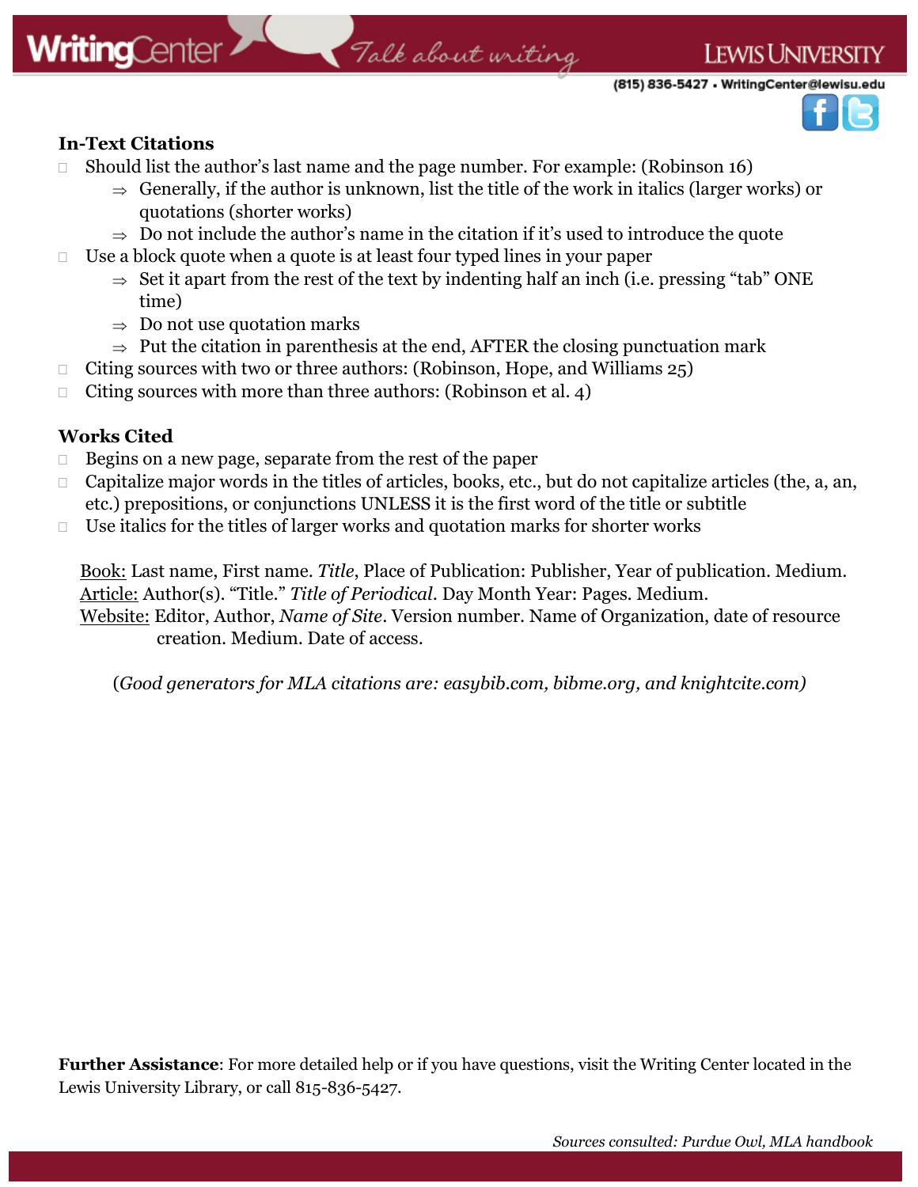### In-Text Citations

- Should list the author's last name and the page number. For example: (Robinson 16)
  - ⇒ Generally, if the author is unknown, list the title of the work in italics (larger works) or quotations (shorter works)
  - ⇒ Do not include the author's name in the citation if it's used to introduce the quote
- Use a block quote when a quote is at least four typed lines in your paper
  - ⇒ Set it apart from the rest of the text by indenting half an inch (i.e. pressing "tab" ONE time)
  - ⇒ Do not use quotation marks
  - ⇒ Put the citation in parenthesis at the end, AFTER the closing punctuation mark
- Citing sources with two or three authors: (Robinson, Hope, and Williams 25)
- Citing sources with more than three authors: (Robinson et al. 4)

### Works Cited

- Begins on a new page, separate from the rest of the paper
- Capitalize major words in the titles of articles, books, etc., but do not capitalize articles (the, a, an, etc.) prepositions, or conjunctions UNLESS it is the first word of the title or subtitle
- Use italics for the titles of larger works and quotation marks for shorter works

<u>Book:</u> Last name, First name. *Title*, Place of Publication: Publisher, Year of publication. Medium.
<u>Article:</u> Author(s). "Title." *Title of Periodical*. Day Month Year: Pages. Medium.
<u>Website:</u> Editor, Author, *Name of Site*. Version number. Name of Organization, date of resource creation. Medium. Date of access.

(*Good generators for MLA citations are: easybib.com, bibme.org, and knightcite.com*)

**Further Assistance**: For more detailed help or if you have questions, visit the Writing Center located in the Lewis University Library, or call 815-836-5427.

*Sources consulted: Purdue Owl, MLA handbook*